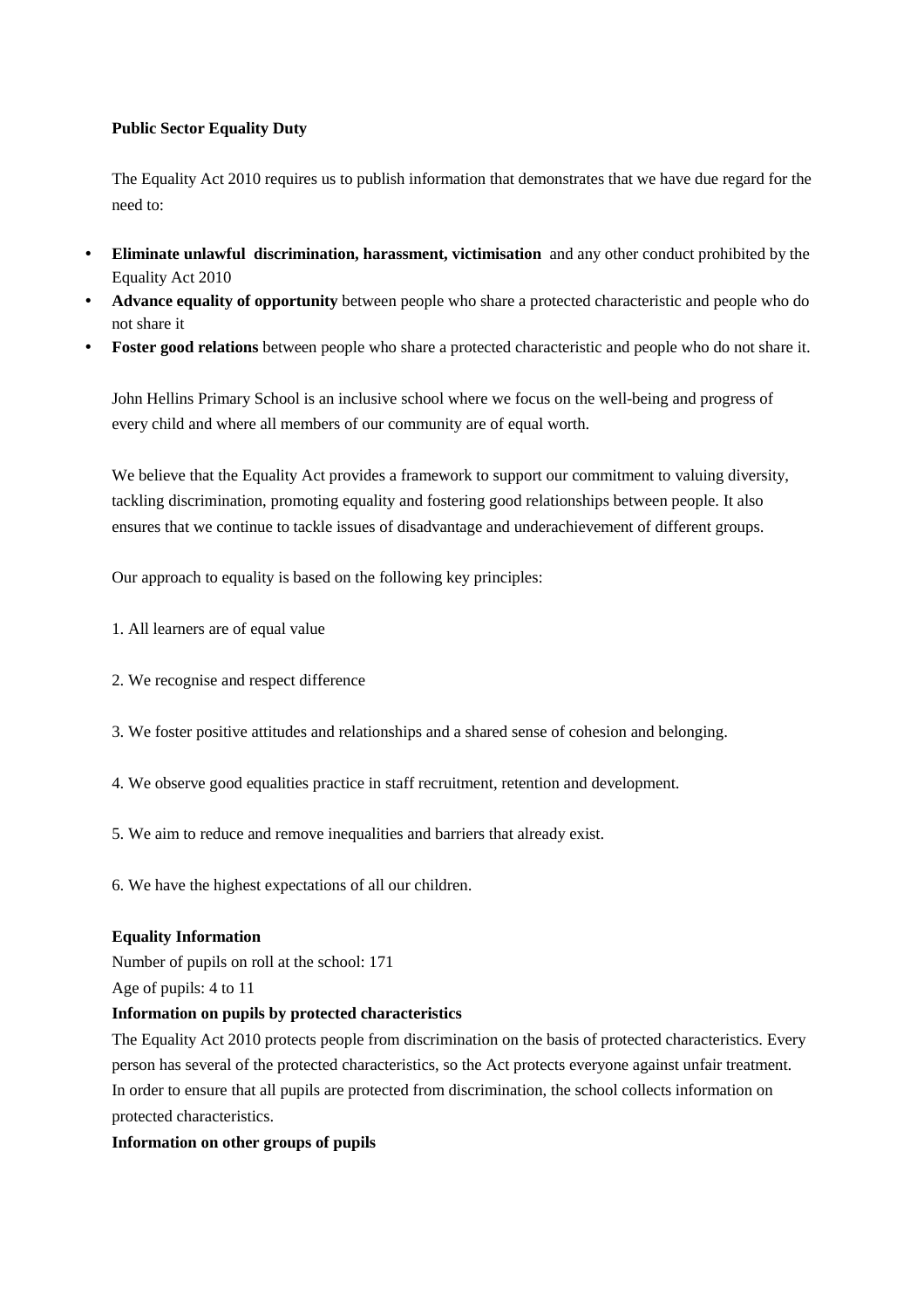**Public Sector Equality Duty**

The Equality Act 2010 requires us to publish information that demonstrates that we have due regard for the need to:

- **Eliminate unlawful discrimination, harassment, victimisation** and any other conduct prohibited by the Equality Act 2010
- **Advance equality of opportunity** between people who share a protected characteristic and people who do not share it
- **Foster good relations** between people who share a protected characteristic and people who do not share it.

John Hellins Primary School is an inclusive school where we focus on the well-being and progress of every child and where all members of our community are of equal worth.

We believe that the Equality Act provides a framework to support our commitment to valuing diversity, tackling discrimination, promoting equality and fostering good relationships between people. It also ensures that we continue to tackle issues of disadvantage and underachievement of different groups.

Our approach to equality is based on the following key principles:

1. All learners are of equal value

2. We recognise and respect difference

3. We foster positive attitudes and relationships and a shared sense of cohesion and belonging.

4. We observe good equalities practice in staff recruitment, retention and development.

5. We aim to reduce and remove inequalities and barriers that already exist.

6. We have the highest expectations of all our children.

**Equality Information**

Number of pupils on roll at the school: 171

Age of pupils: 4 to 11

**Information on pupils by protected characteristics**

The Equality Act 2010 protects people from discrimination on the basis of protected characteristics. Every person has several of the protected characteristics, so the Act protects everyone against unfair treatment. In order to ensure that all pupils are protected from discrimination, the school collects information on protected characteristics.

**Information on other groups of pupils**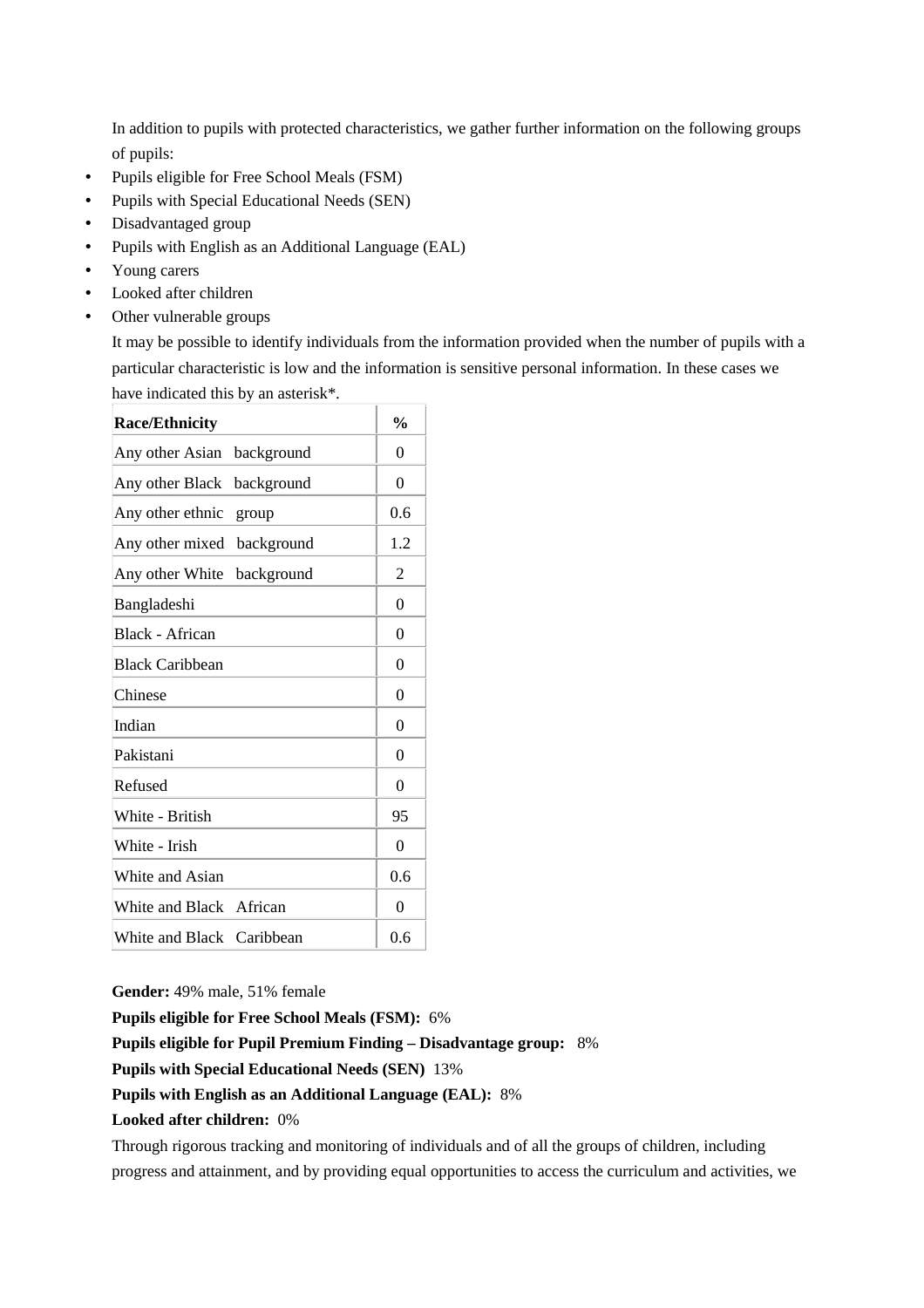In addition to pupils with protected characteristics, we gather further information on the following groups of pupils:

- Pupils eligible for Free School Meals (FSM)
- Pupils with Special Educational Needs (SEN)
- Disadvantaged group
- Pupils with English as an Additional Language (EAL)
- Young carers
- Looked after children
- Other vulnerable groups

It may be possible to identify individuals from the information provided when the number of pupils with a particular characteristic is low and the information is sensitive personal information. In these cases we have indicated this by an asterisk*.

| Race/Ethnicity | % |
|---|---|
| Any other Asian background | 0 |
| Any other Black background | 0 |
| Any other ethnic group | 0.6 |
| Any other mixed background | 1.2 |
| Any other White background | 2 |
| Bangladeshi | 0 |
| Black - African | 0 |
| Black Caribbean | 0 |
| Chinese | 0 |
| Indian | 0 |
| Pakistani | 0 |
| Refused | 0 |
| White - British | 95 |
| White - Irish | 0 |
| White and Asian | 0.6 |
| White and Black African | 0 |
| White and Black Caribbean | 0.6 |

**Gender:** 49% male, 51% female

**Pupils eligible for Free School Meals (FSM):** 6%

**Pupils eligible for Pupil Premium Finding – Disadvantage group:** 8%

**Pupils with Special Educational Needs (SEN)** 13%

**Pupils with English as an Additional Language (EAL):** 8%

**Looked after children:** 0%

Through rigorous tracking and monitoring of individuals and of all the groups of children, including progress and attainment, and by providing equal opportunities to access the curriculum and activities, we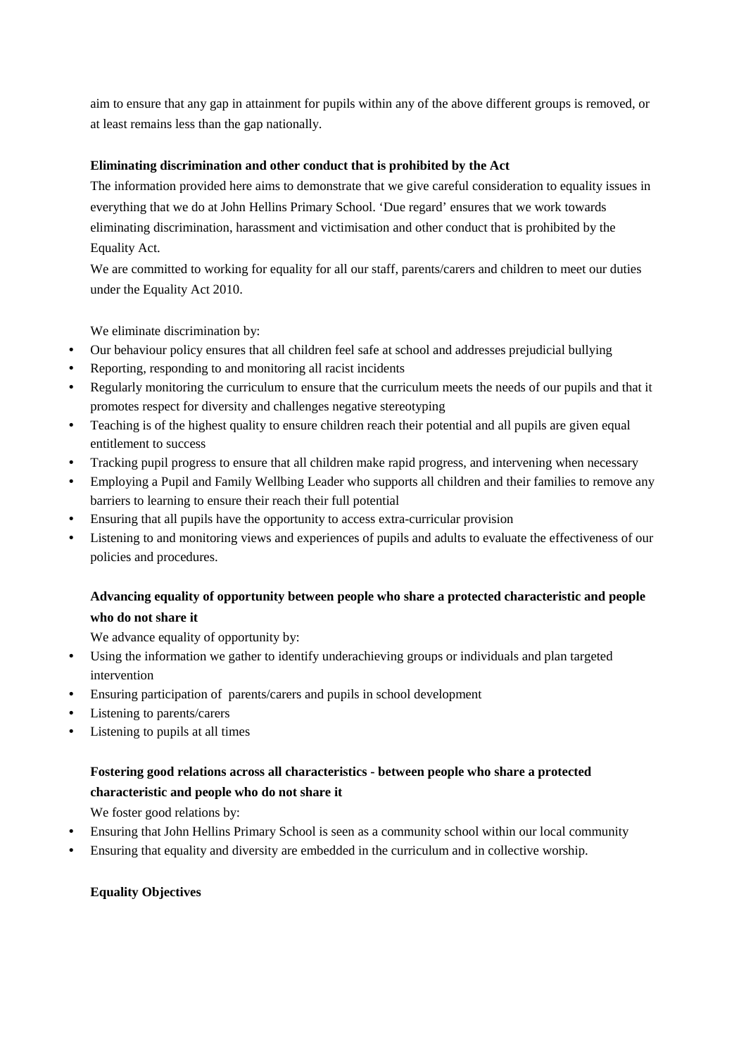aim to ensure that any gap in attainment for pupils within any of the above different groups is removed, or at least remains less than the gap nationally.

**Eliminating discrimination and other conduct that is prohibited by the Act**

The information provided here aims to demonstrate that we give careful consideration to equality issues in everything that we do at John Hellins Primary School. 'Due regard' ensures that we work towards eliminating discrimination, harassment and victimisation and other conduct that is prohibited by the Equality Act.

We are committed to working for equality for all our staff, parents/carers and children to meet our duties under the Equality Act 2010.

We eliminate discrimination by:

- Our behaviour policy ensures that all children feel safe at school and addresses prejudicial bullying
- Reporting, responding to and monitoring all racist incidents
- Regularly monitoring the curriculum to ensure that the curriculum meets the needs of our pupils and that it promotes respect for diversity and challenges negative stereotyping
- Teaching is of the highest quality to ensure children reach their potential and all pupils are given equal entitlement to success
- Tracking pupil progress to ensure that all children make rapid progress, and intervening when necessary
- Employing a Pupil and Family Wellbing Leader who supports all children and their families to remove any barriers to learning to ensure their reach their full potential
- Ensuring that all pupils have the opportunity to access extra-curricular provision
- Listening to and monitoring views and experiences of pupils and adults to evaluate the effectiveness of our policies and procedures.

**Advancing equality of opportunity between people who share a protected characteristic and people who do not share it**

We advance equality of opportunity by:

- Using the information we gather to identify underachieving groups or individuals and plan targeted intervention
- Ensuring participation of parents/carers and pupils in school development
- Listening to parents/carers
- Listening to pupils at all times

**Fostering good relations across all characteristics - between people who share a protected characteristic and people who do not share it**

We foster good relations by:

- Ensuring that John Hellins Primary School is seen as a community school within our local community
- Ensuring that equality and diversity are embedded in the curriculum and in collective worship.

**Equality Objectives**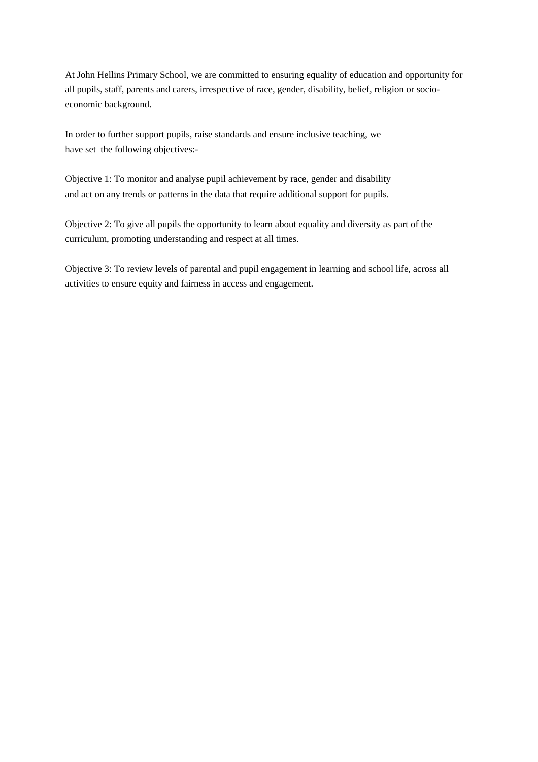At John Hellins Primary School, we are committed to ensuring equality of education and opportunity for all pupils, staff, parents and carers, irrespective of race, gender, disability, belief, religion or socio-economic background.

In order to further support pupils, raise standards and ensure inclusive teaching, we have set the following objectives:-

Objective 1: To monitor and analyse pupil achievement by race, gender and disability and act on any trends or patterns in the data that require additional support for pupils.

Objective 2: To give all pupils the opportunity to learn about equality and diversity as part of the curriculum, promoting understanding and respect at all times.

Objective 3: To review levels of parental and pupil engagement in learning and school life, across all activities to ensure equity and fairness in access and engagement.